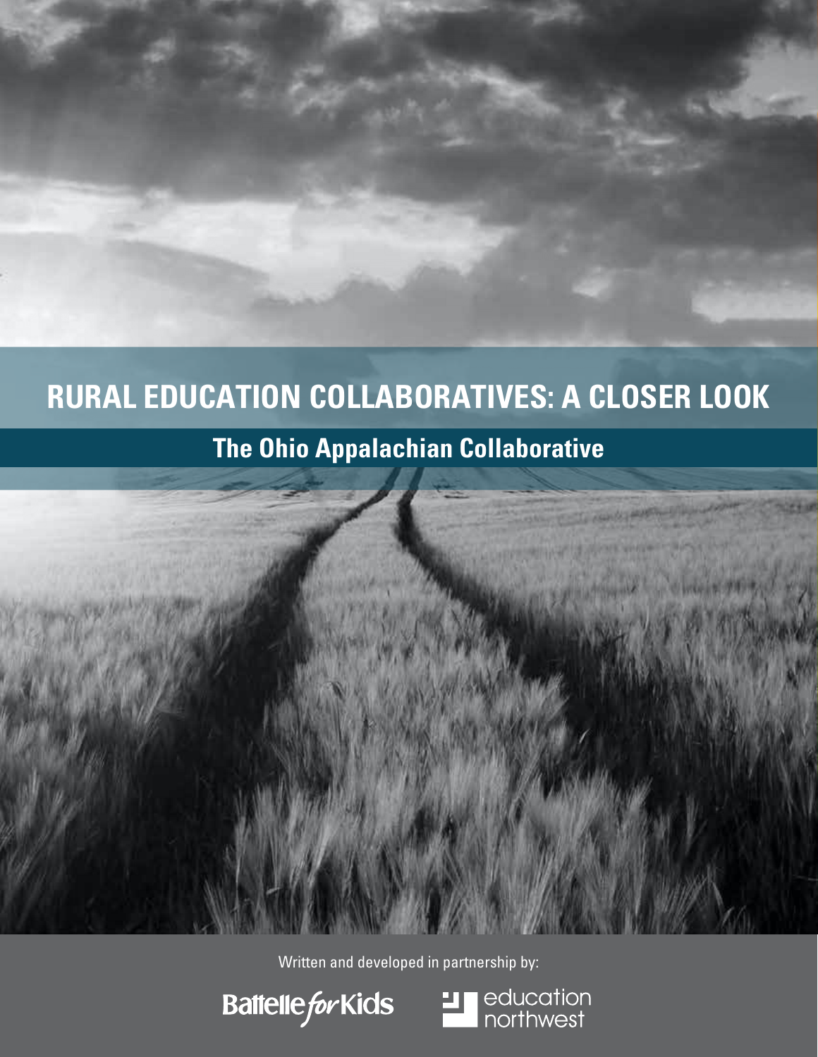# RURAL EDUCATION COLLABORATIVES: A CLOSER LOOK

## The Ohio Appalachian Collaborative

Written and developed in partnership by:

Battelle for Kids

education northwest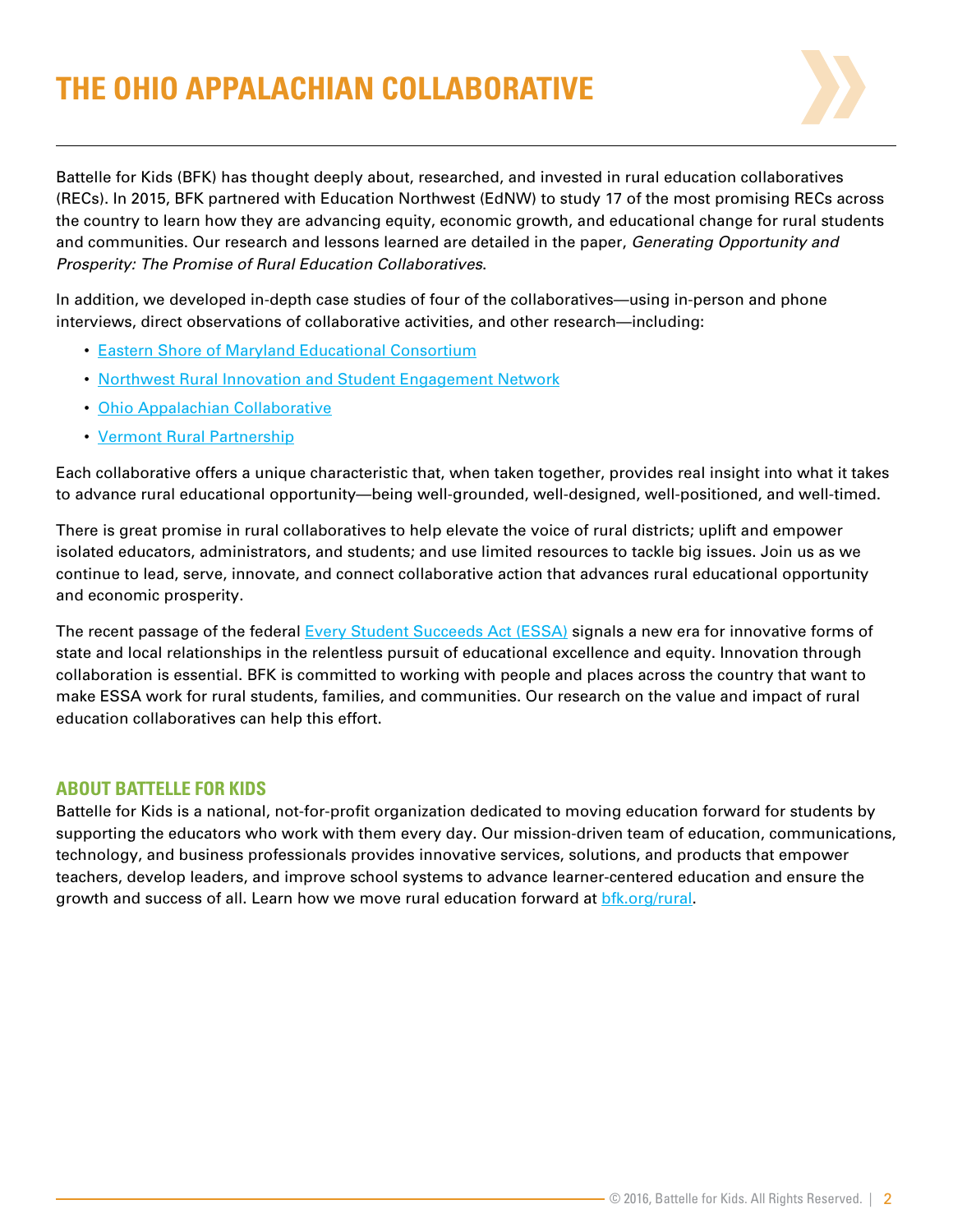# THE OHIO APPALACHIAN COLLABORATIVE

Battelle for Kids (BFK) has thought deeply about, researched, and invested in rural education collaboratives (RECs). In 2015, BFK partnered with Education Northwest (EdNW) to study 17 of the most promising RECs across the country to learn how they are advancing equity, economic growth, and educational change for rural students and communities. Our research and lessons learned are detailed in the paper, *Generating Opportunity and Prosperity: The Promise of Rural Education Collaboratives*.

In addition, we developed in-depth case studies of four of the collaboratives—using in-person and phone interviews, direct observations of collaborative activities, and other research—including:

- Eastern Shore of Maryland Educational Consortium
- Northwest Rural Innovation and Student Engagement Network
- Ohio Appalachian Collaborative
- Vermont Rural Partnership

Each collaborative offers a unique characteristic that, when taken together, provides real insight into what it takes to advance rural educational opportunity—being well-grounded, well-designed, well-positioned, and well-timed.

There is great promise in rural collaboratives to help elevate the voice of rural districts; uplift and empower isolated educators, administrators, and students; and use limited resources to tackle big issues. Join us as we continue to lead, serve, innovate, and connect collaborative action that advances rural educational opportunity and economic prosperity.

The recent passage of the federal Every Student Succeeds Act (ESSA) signals a new era for innovative forms of state and local relationships in the relentless pursuit of educational excellence and equity. Innovation through collaboration is essential. BFK is committed to working with people and places across the country that want to make ESSA work for rural students, families, and communities. Our research on the value and impact of rural education collaboratives can help this effort.

## ABOUT BATTELLE FOR KIDS

Battelle for Kids is a national, not-for-profit organization dedicated to moving education forward for students by supporting the educators who work with them every day. Our mission-driven team of education, communications, technology, and business professionals provides innovative services, solutions, and products that empower teachers, develop leaders, and improve school systems to advance learner-centered education and ensure the growth and success of all. Learn how we move rural education forward at bfk.org/rural.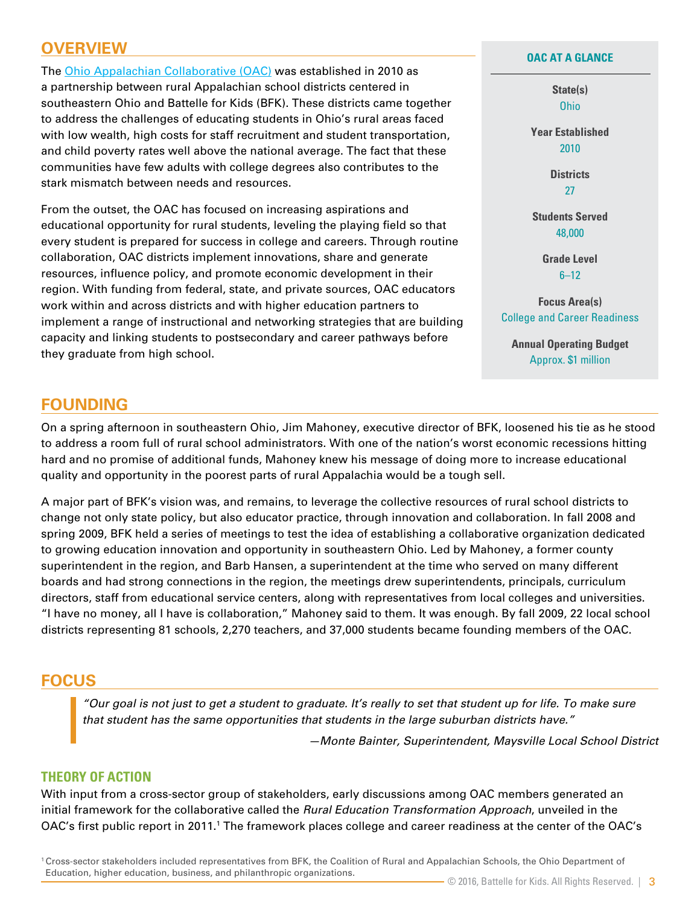## OVERVIEW

The Ohio Appalachian Collaborative (OAC) was established in 2010 as a partnership between rural Appalachian school districts centered in southeastern Ohio and Battelle for Kids (BFK). These districts came together to address the challenges of educating students in Ohio's rural areas faced with low wealth, high costs for staff recruitment and student transportation, and child poverty rates well above the national average. The fact that these communities have few adults with college degrees also contributes to the stark mismatch between needs and resources.

From the outset, the OAC has focused on increasing aspirations and educational opportunity for rural students, leveling the playing field so that every student is prepared for success in college and careers. Through routine collaboration, OAC districts implement innovations, share and generate resources, influence policy, and promote economic development in their region. With funding from federal, state, and private sources, OAC educators work within and across districts and with higher education partners to implement a range of instructional and networking strategies that are building capacity and linking students to postsecondary and career pathways before they graduate from high school.

### OAC AT A GLANCE

**State(s)**
Ohio

**Year Established**
2010

**Districts**
27

**Students Served**
48,000

**Grade Level**
6–12

**Focus Area(s)**
College and Career Readiness

**Annual Operating Budget**
Approx. $1 million

## FOUNDING

On a spring afternoon in southeastern Ohio, Jim Mahoney, executive director of BFK, loosened his tie as he stood to address a room full of rural school administrators. With one of the nation's worst economic recessions hitting hard and no promise of additional funds, Mahoney knew his message of doing more to increase educational quality and opportunity in the poorest parts of rural Appalachia would be a tough sell.

A major part of BFK's vision was, and remains, to leverage the collective resources of rural school districts to change not only state policy, but also educator practice, through innovation and collaboration. In fall 2008 and spring 2009, BFK held a series of meetings to test the idea of establishing a collaborative organization dedicated to growing education innovation and opportunity in southeastern Ohio. Led by Mahoney, a former county superintendent in the region, and Barb Hansen, a superintendent at the time who served on many different boards and had strong connections in the region, the meetings drew superintendents, principals, curriculum directors, staff from educational service centers, along with representatives from local colleges and universities. "I have no money, all I have is collaboration," Mahoney said to them. It was enough. By fall 2009, 22 local school districts representing 81 schools, 2,270 teachers, and 37,000 students became founding members of the OAC.

## FOCUS

> *"Our goal is not just to get a student to graduate. It's really to set that student up for life. To make sure that student has the same opportunities that students in the large suburban districts have."*
>
> *—Monte Bainter, Superintendent, Maysville Local School District*

### THEORY OF ACTION

With input from a cross-sector group of stakeholders, early discussions among OAC members generated an initial framework for the collaborative called the *Rural Education Transformation Approach*, unveiled in the OAC's first public report in 2011.[1] The framework places college and career readiness at the center of the OAC's

[1] Cross-sector stakeholders included representatives from BFK, the Coalition of Rural and Appalachian Schools, the Ohio Department of Education, higher education, business, and philanthropic organizations.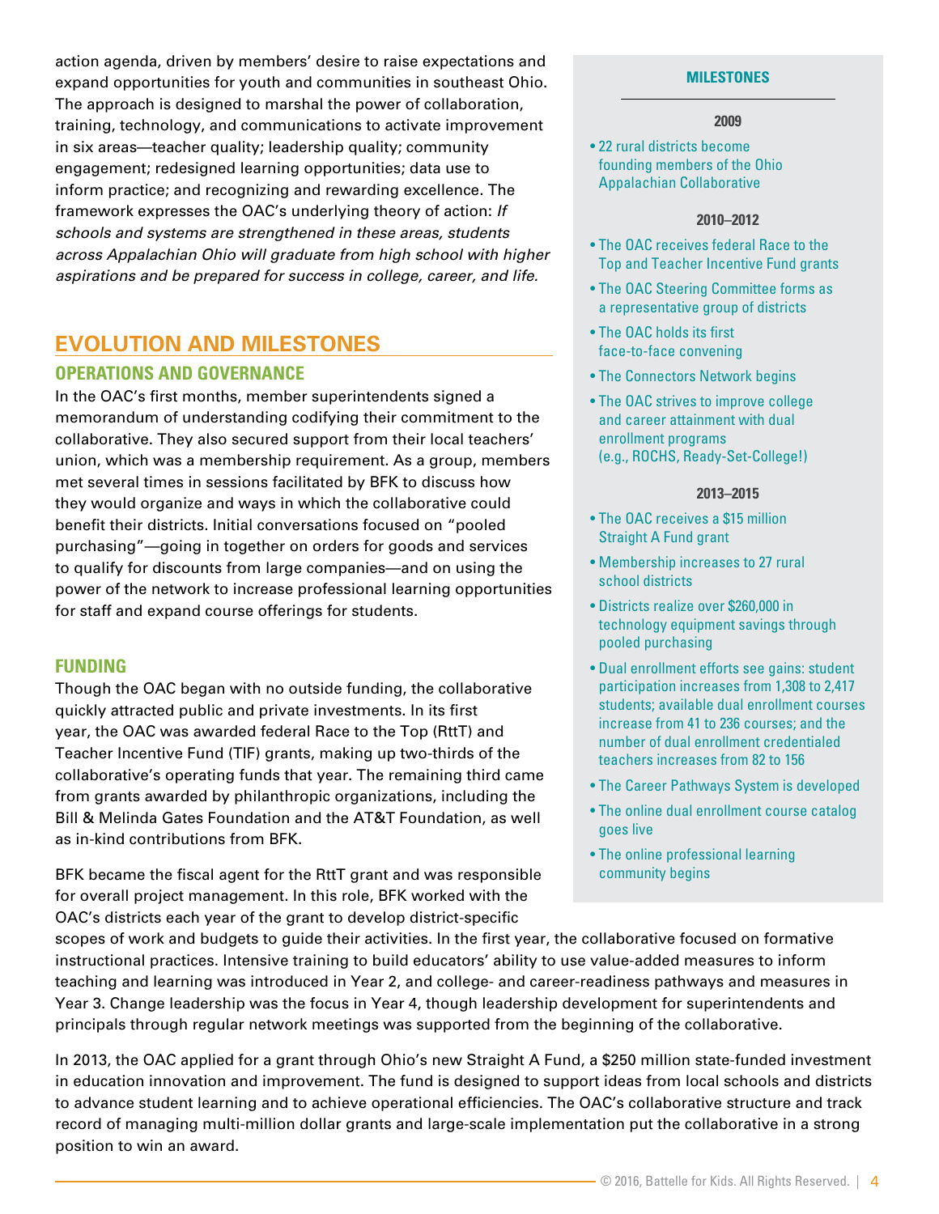action agenda, driven by members' desire to raise expectations and expand opportunities for youth and communities in southeast Ohio. The approach is designed to marshal the power of collaboration, training, technology, and communications to activate improvement in six areas—teacher quality; leadership quality; community engagement; redesigned learning opportunities; data use to inform practice; and recognizing and rewarding excellence. The framework expresses the OAC's underlying theory of action: *If schools and systems are strengthened in these areas, students across Appalachian Ohio will graduate from high school with higher aspirations and be prepared for success in college, career, and life.*

## EVOLUTION AND MILESTONES

### OPERATIONS AND GOVERNANCE

In the OAC's first months, member superintendents signed a memorandum of understanding codifying their commitment to the collaborative. They also secured support from their local teachers' union, which was a membership requirement. As a group, members met several times in sessions facilitated by BFK to discuss how they would organize and ways in which the collaborative could benefit their districts. Initial conversations focused on "pooled purchasing"—going in together on orders for goods and services to qualify for discounts from large companies—and on using the power of the network to increase professional learning opportunities for staff and expand course offerings for students.

### FUNDING

Though the OAC began with no outside funding, the collaborative quickly attracted public and private investments. In its first year, the OAC was awarded federal Race to the Top (RttT) and Teacher Incentive Fund (TIF) grants, making up two-thirds of the collaborative's operating funds that year. The remaining third came from grants awarded by philanthropic organizations, including the Bill & Melinda Gates Foundation and the AT&T Foundation, as well as in-kind contributions from BFK.

BFK became the fiscal agent for the RttT grant and was responsible for overall project management. In this role, BFK worked with the OAC's districts each year of the grant to develop district-specific scopes of work and budgets to guide their activities. In the first year, the collaborative focused on formative instructional practices. Intensive training to build educators' ability to use value-added measures to inform teaching and learning was introduced in Year 2, and college- and career-readiness pathways and measures in Year 3. Change leadership was the focus in Year 4, though leadership development for superintendents and principals through regular network meetings was supported from the beginning of the collaborative.

In 2013, the OAC applied for a grant through Ohio's new Straight A Fund, a $250 million state-funded investment in education innovation and improvement. The fund is designed to support ideas from local schools and districts to advance student learning and to achieve operational efficiencies. The OAC's collaborative structure and track record of managing multi-million dollar grants and large-scale implementation put the collaborative in a strong position to win an award.

**MILESTONES**

**2009**

- 22 rural districts become founding members of the Ohio Appalachian Collaborative

**2010–2012**

- The OAC receives federal Race to the Top and Teacher Incentive Fund grants
- The OAC Steering Committee forms as a representative group of districts
- The OAC holds its first face-to-face convening
- The Connectors Network begins
- The OAC strives to improve college and career attainment with dual enrollment programs (e.g., ROCHS, Ready-Set-College!)

**2013–2015**

- The OAC receives a $15 million Straight A Fund grant
- Membership increases to 27 rural school districts
- Districts realize over $260,000 in technology equipment savings through pooled purchasing
- Dual enrollment efforts see gains: student participation increases from 1,308 to 2,417 students; available dual enrollment courses increase from 41 to 236 courses; and the number of dual enrollment credentialed teachers increases from 82 to 156
- The Career Pathways System is developed
- The online dual enrollment course catalog goes live
- The online professional learning community begins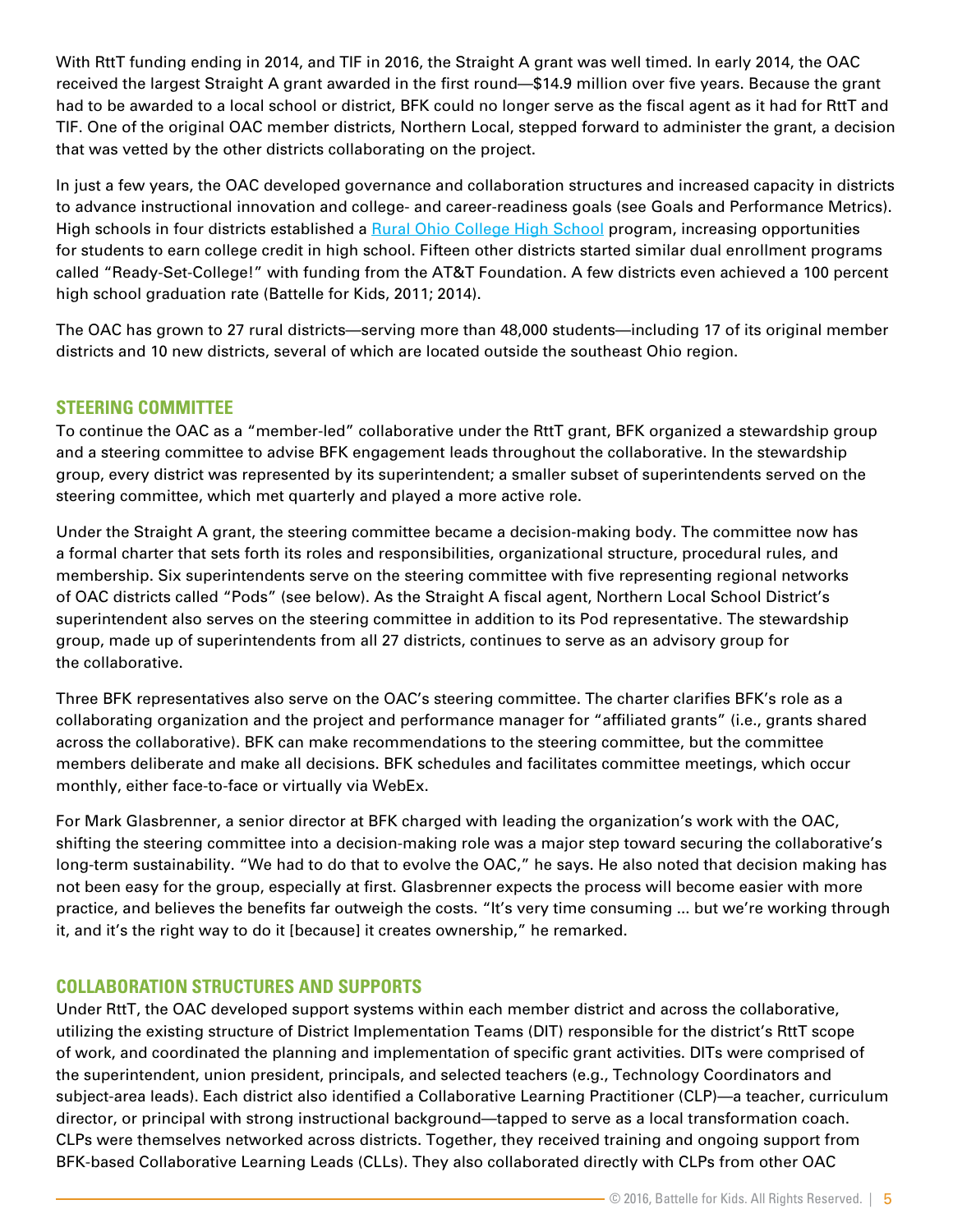With RttT funding ending in 2014, and TIF in 2016, the Straight A grant was well timed. In early 2014, the OAC received the largest Straight A grant awarded in the first round—$14.9 million over five years. Because the grant had to be awarded to a local school or district, BFK could no longer serve as the fiscal agent as it had for RttT and TIF. One of the original OAC member districts, Northern Local, stepped forward to administer the grant, a decision that was vetted by the other districts collaborating on the project.

In just a few years, the OAC developed governance and collaboration structures and increased capacity in districts to advance instructional innovation and college- and career-readiness goals (see Goals and Performance Metrics). High schools in four districts established a [Rural Ohio College High School] program, increasing opportunities for students to earn college credit in high school. Fifteen other districts started similar dual enrollment programs called "Ready-Set-College!" with funding from the AT&T Foundation. A few districts even achieved a 100 percent high school graduation rate (Battelle for Kids, 2011; 2014).

The OAC has grown to 27 rural districts—serving more than 48,000 students—including 17 of its original member districts and 10 new districts, several of which are located outside the southeast Ohio region.

## STEERING COMMITTEE

To continue the OAC as a "member-led" collaborative under the RttT grant, BFK organized a stewardship group and a steering committee to advise BFK engagement leads throughout the collaborative. In the stewardship group, every district was represented by its superintendent; a smaller subset of superintendents served on the steering committee, which met quarterly and played a more active role.

Under the Straight A grant, the steering committee became a decision-making body. The committee now has a formal charter that sets forth its roles and responsibilities, organizational structure, procedural rules, and membership. Six superintendents serve on the steering committee with five representing regional networks of OAC districts called "Pods" (see below). As the Straight A fiscal agent, Northern Local School District's superintendent also serves on the steering committee in addition to its Pod representative. The stewardship group, made up of superintendents from all 27 districts, continues to serve as an advisory group for the collaborative.

Three BFK representatives also serve on the OAC's steering committee. The charter clarifies BFK's role as a collaborating organization and the project and performance manager for "affiliated grants" (i.e., grants shared across the collaborative). BFK can make recommendations to the steering committee, but the committee members deliberate and make all decisions. BFK schedules and facilitates committee meetings, which occur monthly, either face-to-face or virtually via WebEx.

For Mark Glasbrenner, a senior director at BFK charged with leading the organization's work with the OAC, shifting the steering committee into a decision-making role was a major step toward securing the collaborative's long-term sustainability. "We had to do that to evolve the OAC," he says. He also noted that decision making has not been easy for the group, especially at first. Glasbrenner expects the process will become easier with more practice, and believes the benefits far outweigh the costs. "It's very time consuming … but we're working through it, and it's the right way to do it [because] it creates ownership," he remarked.

## COLLABORATION STRUCTURES AND SUPPORTS

Under RttT, the OAC developed support systems within each member district and across the collaborative, utilizing the existing structure of District Implementation Teams (DIT) responsible for the district's RttT scope of work, and coordinated the planning and implementation of specific grant activities. DITs were comprised of the superintendent, union president, principals, and selected teachers (e.g., Technology Coordinators and subject-area leads). Each district also identified a Collaborative Learning Practitioner (CLP)—a teacher, curriculum director, or principal with strong instructional background—tapped to serve as a local transformation coach. CLPs were themselves networked across districts. Together, they received training and ongoing support from BFK-based Collaborative Learning Leads (CLLs). They also collaborated directly with CLPs from other OAC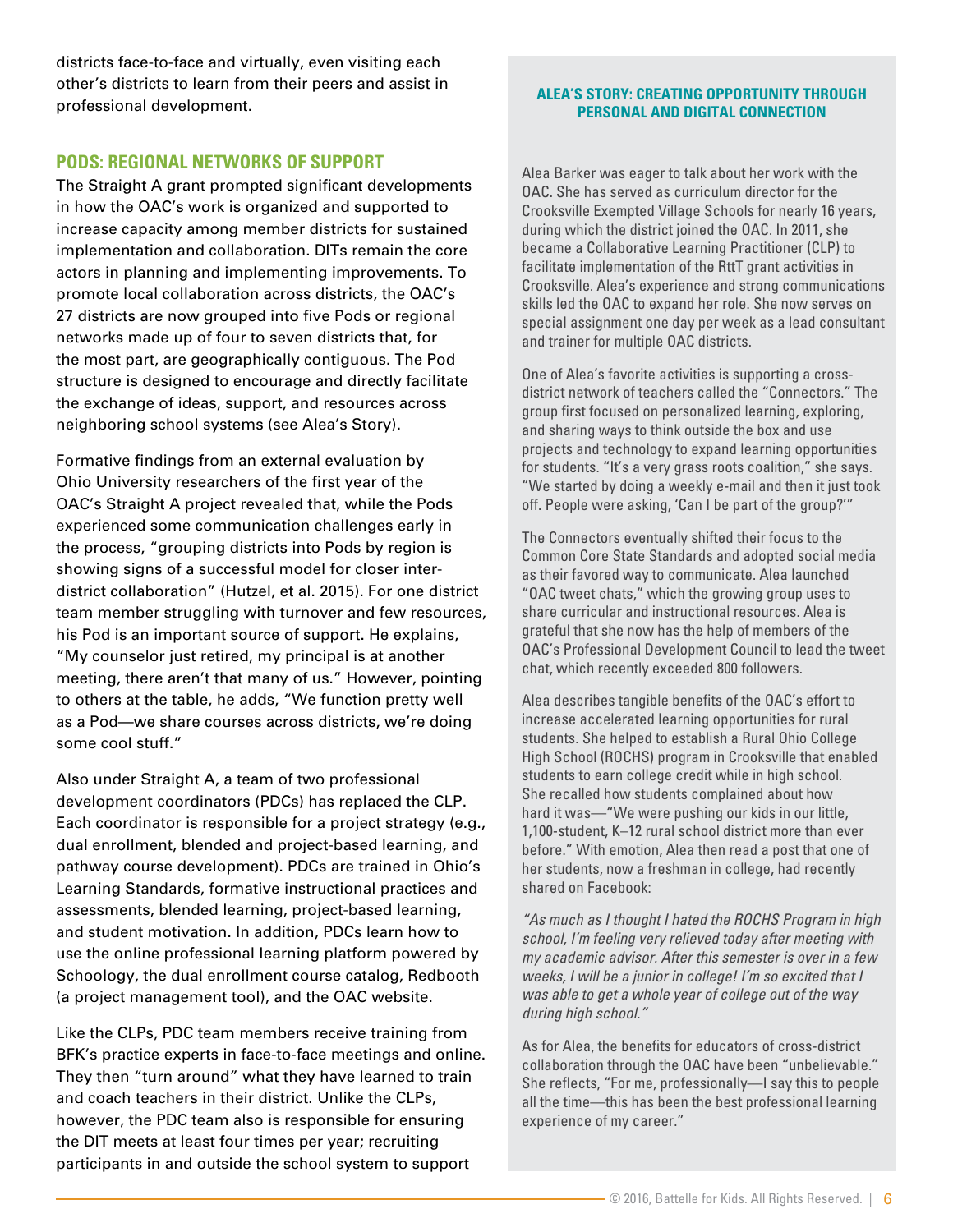districts face-to-face and virtually, even visiting each other's districts to learn from their peers and assist in professional development.

## PODS: REGIONAL NETWORKS OF SUPPORT

The Straight A grant prompted significant developments in how the OAC's work is organized and supported to increase capacity among member districts for sustained implementation and collaboration. DITs remain the core actors in planning and implementing improvements. To promote local collaboration across districts, the OAC's 27 districts are now grouped into five Pods or regional networks made up of four to seven districts that, for the most part, are geographically contiguous. The Pod structure is designed to encourage and directly facilitate the exchange of ideas, support, and resources across neighboring school systems (see Alea's Story).

Formative findings from an external evaluation by Ohio University researchers of the first year of the OAC's Straight A project revealed that, while the Pods experienced some communication challenges early in the process, "grouping districts into Pods by region is showing signs of a successful model for closer inter-district collaboration" (Hutzel, et al. 2015). For one district team member struggling with turnover and few resources, his Pod is an important source of support. He explains, "My counselor just retired, my principal is at another meeting, there aren't that many of us." However, pointing to others at the table, he adds, "We function pretty well as a Pod—we share courses across districts, we're doing some cool stuff."

Also under Straight A, a team of two professional development coordinators (PDCs) has replaced the CLP. Each coordinator is responsible for a project strategy (e.g., dual enrollment, blended and project-based learning, and pathway course development). PDCs are trained in Ohio's Learning Standards, formative instructional practices and assessments, blended learning, project-based learning, and student motivation. In addition, PDCs learn how to use the online professional learning platform powered by Schoology, the dual enrollment course catalog, Redbooth (a project management tool), and the OAC website.

Like the CLPs, PDC team members receive training from BFK's practice experts in face-to-face meetings and online. They then "turn around" what they have learned to train and coach teachers in their district. Unlike the CLPs, however, the PDC team also is responsible for ensuring the DIT meets at least four times per year; recruiting participants in and outside the school system to support

### ALEA'S STORY: CREATING OPPORTUNITY THROUGH PERSONAL AND DIGITAL CONNECTION

Alea Barker was eager to talk about her work with the OAC. She has served as curriculum director for the Crooksville Exempted Village Schools for nearly 16 years, during which the district joined the OAC. In 2011, she became a Collaborative Learning Practitioner (CLP) to facilitate implementation of the RttT grant activities in Crooksville. Alea's experience and strong communications skills led the OAC to expand her role. She now serves on special assignment one day per week as a lead consultant and trainer for multiple OAC districts.

One of Alea's favorite activities is supporting a cross-district network of teachers called the "Connectors." The group first focused on personalized learning, exploring, and sharing ways to think outside the box and use projects and technology to expand learning opportunities for students. "It's a very grass roots coalition," she says. "We started by doing a weekly e-mail and then it just took off. People were asking, 'Can I be part of the group?'"

The Connectors eventually shifted their focus to the Common Core State Standards and adopted social media as their favored way to communicate. Alea launched "OAC tweet chats," which the growing group uses to share curricular and instructional resources. Alea is grateful that she now has the help of members of the OAC's Professional Development Council to lead the tweet chat, which recently exceeded 800 followers.

Alea describes tangible benefits of the OAC's effort to increase accelerated learning opportunities for rural students. She helped to establish a Rural Ohio College High School (ROCHS) program in Crooksville that enabled students to earn college credit while in high school. She recalled how students complained about how hard it was—"We were pushing our kids in our little, 1,100-student, K–12 rural school district more than ever before." With emotion, Alea then read a post that one of her students, now a freshman in college, had recently shared on Facebook:

*"As much as I thought I hated the ROCHS Program in high school, I'm feeling very relieved today after meeting with my academic advisor. After this semester is over in a few weeks, I will be a junior in college! I'm so excited that I was able to get a whole year of college out of the way during high school."*

As for Alea, the benefits for educators of cross-district collaboration through the OAC have been "unbelievable." She reflects, "For me, professionally—I say this to people all the time—this has been the best professional learning experience of my career."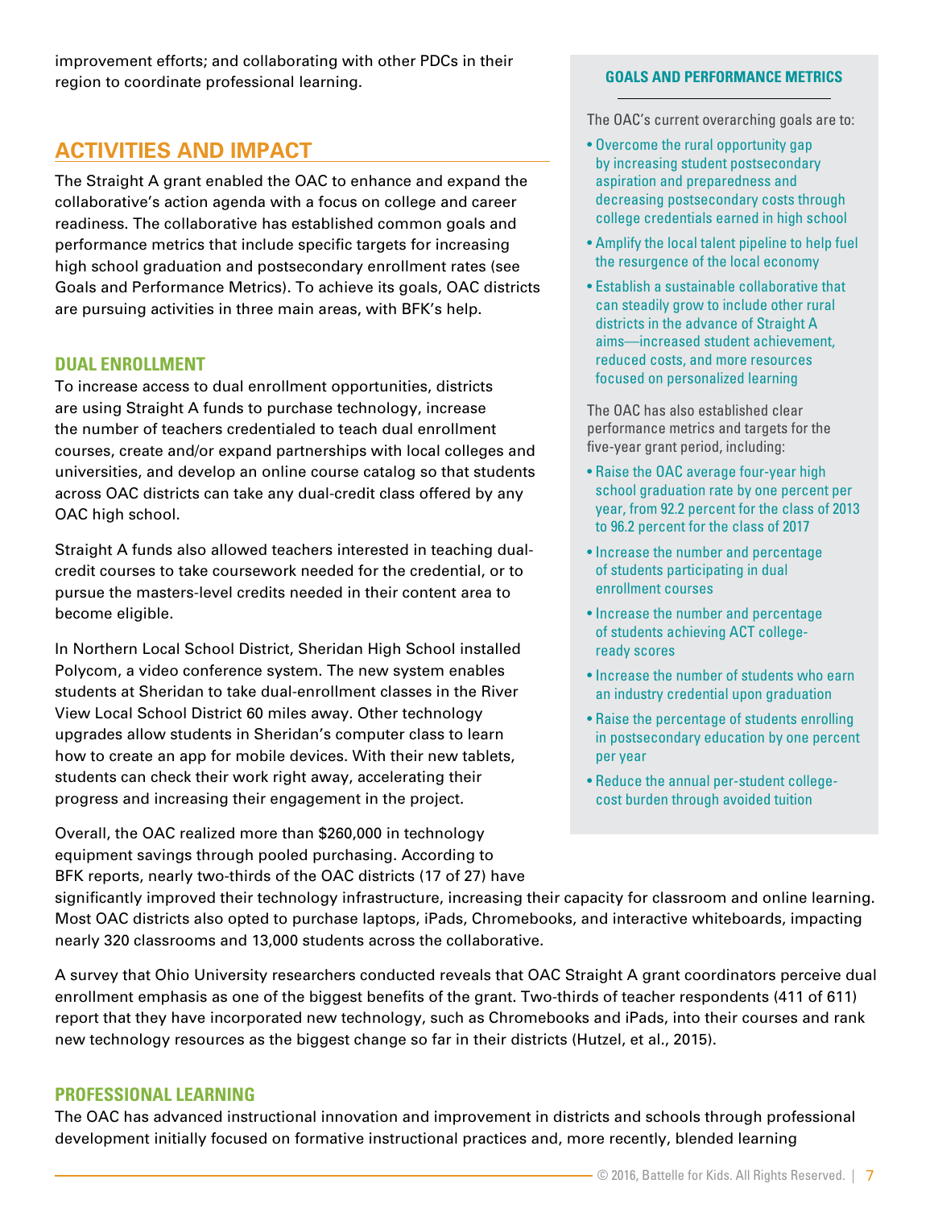improvement efforts; and collaborating with other PDCs in their region to coordinate professional learning.

## ACTIVITIES AND IMPACT

The Straight A grant enabled the OAC to enhance and expand the collaborative's action agenda with a focus on college and career readiness. The collaborative has established common goals and performance metrics that include specific targets for increasing high school graduation and postsecondary enrollment rates (see Goals and Performance Metrics). To achieve its goals, OAC districts are pursuing activities in three main areas, with BFK's help.

### DUAL ENROLLMENT

To increase access to dual enrollment opportunities, districts are using Straight A funds to purchase technology, increase the number of teachers credentialed to teach dual enrollment courses, create and/or expand partnerships with local colleges and universities, and develop an online course catalog so that students across OAC districts can take any dual-credit class offered by any OAC high school.

Straight A funds also allowed teachers interested in teaching dual-credit courses to take coursework needed for the credential, or to pursue the masters-level credits needed in their content area to become eligible.

In Northern Local School District, Sheridan High School installed Polycom, a video conference system. The new system enables students at Sheridan to take dual-enrollment classes in the River View Local School District 60 miles away. Other technology upgrades allow students in Sheridan's computer class to learn how to create an app for mobile devices. With their new tablets, students can check their work right away, accelerating their progress and increasing their engagement in the project.

Overall, the OAC realized more than $260,000 in technology equipment savings through pooled purchasing. According to BFK reports, nearly two-thirds of the OAC districts (17 of 27) have significantly improved their technology infrastructure, increasing their capacity for classroom and online learning. Most OAC districts also opted to purchase laptops, iPads, Chromebooks, and interactive whiteboards, impacting nearly 320 classrooms and 13,000 students across the collaborative.

A survey that Ohio University researchers conducted reveals that OAC Straight A grant coordinators perceive dual enrollment emphasis as one of the biggest benefits of the grant. Two-thirds of teacher respondents (411 of 611) report that they have incorporated new technology, such as Chromebooks and iPads, into their courses and rank new technology resources as the biggest change so far in their districts (Hutzel, et al., 2015).

### GOALS AND PERFORMANCE METRICS

The OAC's current overarching goals are to:

- Overcome the rural opportunity gap by increasing student postsecondary aspiration and preparedness and decreasing postsecondary costs through college credentials earned in high school
- Amplify the local talent pipeline to help fuel the resurgence of the local economy
- Establish a sustainable collaborative that can steadily grow to include other rural districts in the advance of Straight A aims—increased student achievement, reduced costs, and more resources focused on personalized learning

The OAC has also established clear performance metrics and targets for the five-year grant period, including:

- Raise the OAC average four-year high school graduation rate by one percent per year, from 92.2 percent for the class of 2013 to 96.2 percent for the class of 2017
- Increase the number and percentage of students participating in dual enrollment courses
- Increase the number and percentage of students achieving ACT college-ready scores
- Increase the number of students who earn an industry credential upon graduation
- Raise the percentage of students enrolling in postsecondary education by one percent per year
- Reduce the annual per-student college-cost burden through avoided tuition

### PROFESSIONAL LEARNING

The OAC has advanced instructional innovation and improvement in districts and schools through professional development initially focused on formative instructional practices and, more recently, blended learning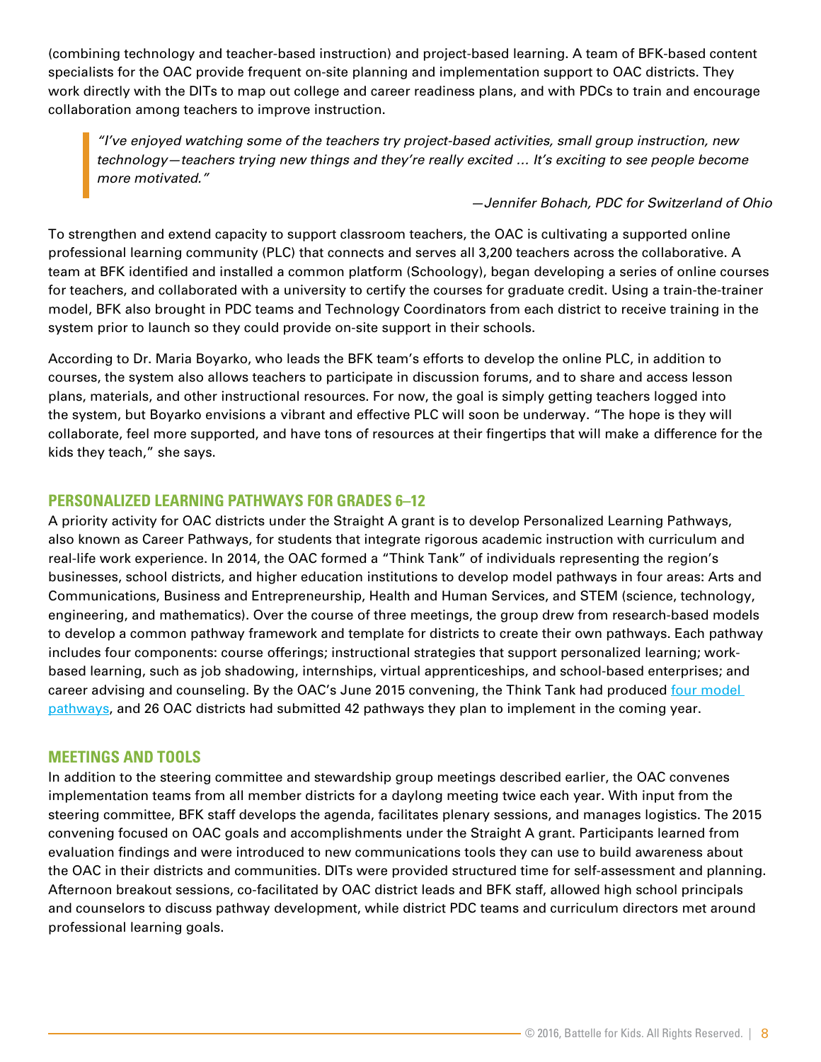(combining technology and teacher-based instruction) and project-based learning. A team of BFK-based content specialists for the OAC provide frequent on-site planning and implementation support to OAC districts. They work directly with the DITs to map out college and career readiness plans, and with PDCs to train and encourage collaboration among teachers to improve instruction.

> *"I've enjoyed watching some of the teachers try project-based activities, small group instruction, new technology—teachers trying new things and they're really excited … It's exciting to see people become more motivated."*
>
> *—Jennifer Bohach, PDC for Switzerland of Ohio*

To strengthen and extend capacity to support classroom teachers, the OAC is cultivating a supported online professional learning community (PLC) that connects and serves all 3,200 teachers across the collaborative. A team at BFK identified and installed a common platform (Schoology), began developing a series of online courses for teachers, and collaborated with a university to certify the courses for graduate credit. Using a train-the-trainer model, BFK also brought in PDC teams and Technology Coordinators from each district to receive training in the system prior to launch so they could provide on-site support in their schools.

According to Dr. Maria Boyarko, who leads the BFK team's efforts to develop the online PLC, in addition to courses, the system also allows teachers to participate in discussion forums, and to share and access lesson plans, materials, and other instructional resources. For now, the goal is simply getting teachers logged into the system, but Boyarko envisions a vibrant and effective PLC will soon be underway. "The hope is they will collaborate, feel more supported, and have tons of resources at their fingertips that will make a difference for the kids they teach," she says.

## PERSONALIZED LEARNING PATHWAYS FOR GRADES 6–12

A priority activity for OAC districts under the Straight A grant is to develop Personalized Learning Pathways, also known as Career Pathways, for students that integrate rigorous academic instruction with curriculum and real-life work experience. In 2014, the OAC formed a "Think Tank" of individuals representing the region's businesses, school districts, and higher education institutions to develop model pathways in four areas: Arts and Communications, Business and Entrepreneurship, Health and Human Services, and STEM (science, technology, engineering, and mathematics). Over the course of three meetings, the group drew from research-based models to develop a common pathway framework and template for districts to create their own pathways. Each pathway includes four components: course offerings; instructional strategies that support personalized learning; work-based learning, such as job shadowing, internships, virtual apprenticeships, and school-based enterprises; and career advising and counseling. By the OAC's June 2015 convening, the Think Tank had produced four model pathways, and 26 OAC districts had submitted 42 pathways they plan to implement in the coming year.

## MEETINGS AND TOOLS

In addition to the steering committee and stewardship group meetings described earlier, the OAC convenes implementation teams from all member districts for a daylong meeting twice each year. With input from the steering committee, BFK staff develops the agenda, facilitates plenary sessions, and manages logistics. The 2015 convening focused on OAC goals and accomplishments under the Straight A grant. Participants learned from evaluation findings and were introduced to new communications tools they can use to build awareness about the OAC in their districts and communities. DITs were provided structured time for self-assessment and planning. Afternoon breakout sessions, co-facilitated by OAC district leads and BFK staff, allowed high school principals and counselors to discuss pathway development, while district PDC teams and curriculum directors met around professional learning goals.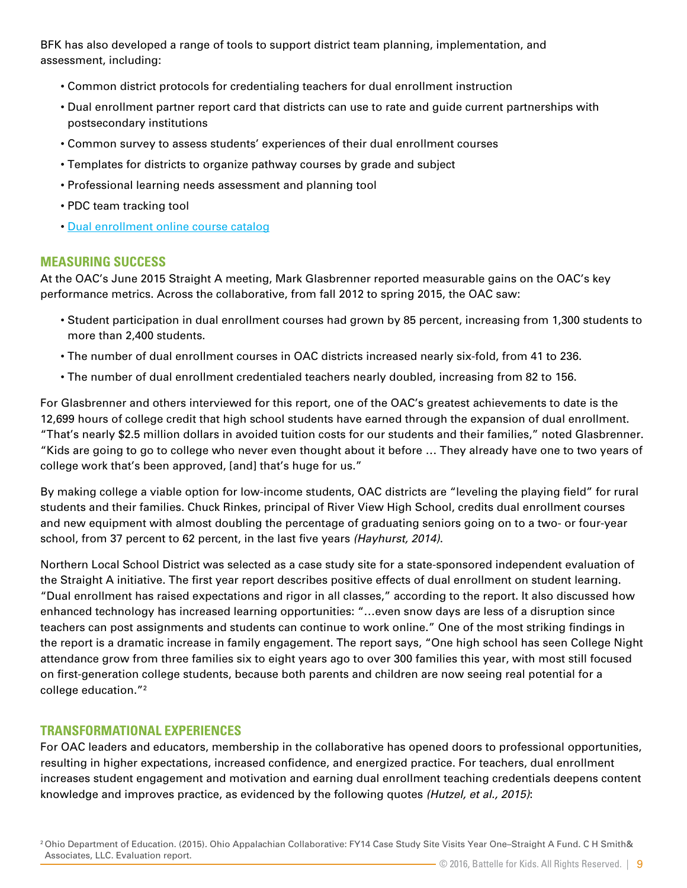BFK has also developed a range of tools to support district team planning, implementation, and assessment, including:

- Common district protocols for credentialing teachers for dual enrollment instruction
- Dual enrollment partner report card that districts can use to rate and guide current partnerships with postsecondary institutions
- Common survey to assess students' experiences of their dual enrollment courses
- Templates for districts to organize pathway courses by grade and subject
- Professional learning needs assessment and planning tool
- PDC team tracking tool
- Dual enrollment online course catalog

## MEASURING SUCCESS

At the OAC's June 2015 Straight A meeting, Mark Glasbrenner reported measurable gains on the OAC's key performance metrics. Across the collaborative, from fall 2012 to spring 2015, the OAC saw:

- Student participation in dual enrollment courses had grown by 85 percent, increasing from 1,300 students to more than 2,400 students.
- The number of dual enrollment courses in OAC districts increased nearly six-fold, from 41 to 236.
- The number of dual enrollment credentialed teachers nearly doubled, increasing from 82 to 156.

For Glasbrenner and others interviewed for this report, one of the OAC's greatest achievements to date is the 12,699 hours of college credit that high school students have earned through the expansion of dual enrollment. "That's nearly $2.5 million dollars in avoided tuition costs for our students and their families," noted Glasbrenner. "Kids are going to go to college who never even thought about it before … They already have one to two years of college work that's been approved, [and] that's huge for us."

By making college a viable option for low-income students, OAC districts are "leveling the playing field" for rural students and their families. Chuck Rinkes, principal of River View High School, credits dual enrollment courses and new equipment with almost doubling the percentage of graduating seniors going on to a two- or four-year school, from 37 percent to 62 percent, in the last five years *(Hayhurst, 2014)*.

Northern Local School District was selected as a case study site for a state-sponsored independent evaluation of the Straight A initiative. The first year report describes positive effects of dual enrollment on student learning. "Dual enrollment has raised expectations and rigor in all classes," according to the report. It also discussed how enhanced technology has increased learning opportunities: "…even snow days are less of a disruption since teachers can post assignments and students can continue to work online." One of the most striking findings in the report is a dramatic increase in family engagement. The report says, "One high school has seen College Night attendance grow from three families six to eight years ago to over 300 families this year, with most still focused on first-generation college students, because both parents and children are now seeing real potential for a college education."[2]

## TRANSFORMATIONAL EXPERIENCES

For OAC leaders and educators, membership in the collaborative has opened doors to professional opportunities, resulting in higher expectations, increased confidence, and energized practice. For teachers, dual enrollment increases student engagement and motivation and earning dual enrollment teaching credentials deepens content knowledge and improves practice, as evidenced by the following quotes *(Hutzel, et al., 2015)*:

[2] Ohio Department of Education. (2015). Ohio Appalachian Collaborative: FY14 Case Study Site Visits Year One–Straight A Fund. C H Smith& Associates, LLC. Evaluation report.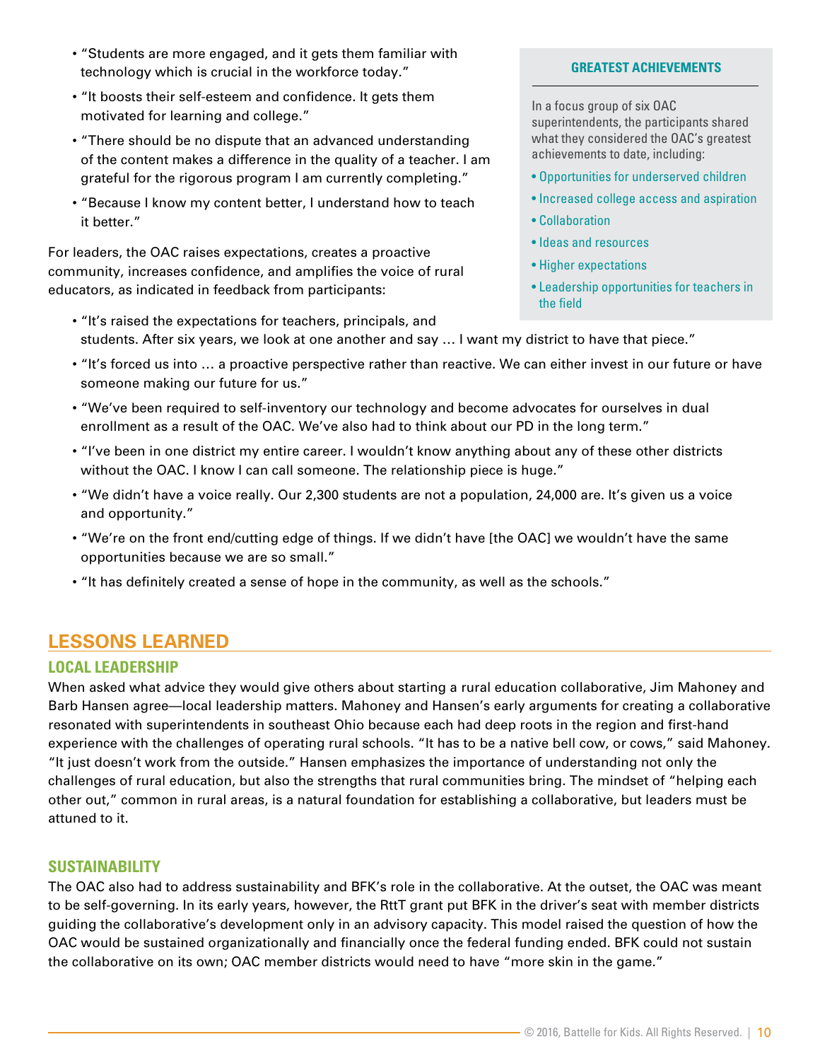- "Students are more engaged, and it gets them familiar with technology which is crucial in the workforce today."
- "It boosts their self-esteem and confidence. It gets them motivated for learning and college."
- "There should be no dispute that an advanced understanding of the content makes a difference in the quality of a teacher. I am grateful for the rigorous program I am currently completing."
- "Because I know my content better, I understand how to teach it better."

For leaders, the OAC raises expectations, creates a proactive community, increases confidence, and amplifies the voice of rural educators, as indicated in feedback from participants:

- "It's raised the expectations for teachers, principals, and students. After six years, we look at one another and say … I want my district to have that piece."
- "It's forced us into … a proactive perspective rather than reactive. We can either invest in our future or have someone making our future for us."
- "We've been required to self-inventory our technology and become advocates for ourselves in dual enrollment as a result of the OAC. We've also had to think about our PD in the long term."
- "I've been in one district my entire career. I wouldn't know anything about any of these other districts without the OAC. I know I can call someone. The relationship piece is huge."
- "We didn't have a voice really. Our 2,300 students are not a population, 24,000 are. It's given us a voice and opportunity."
- "We're on the front end/cutting edge of things. If we didn't have [the OAC] we wouldn't have the same opportunities because we are so small."
- "It has definitely created a sense of hope in the community, as well as the schools."

**GREATEST ACHIEVEMENTS**

In a focus group of six OAC superintendents, the participants shared what they considered the OAC's greatest achievements to date, including:

- Opportunities for underserved children
- Increased college access and aspiration
- Collaboration
- Ideas and resources
- Higher expectations
- Leadership opportunities for teachers in the field

## LESSONS LEARNED

### LOCAL LEADERSHIP

When asked what advice they would give others about starting a rural education collaborative, Jim Mahoney and Barb Hansen agree—local leadership matters. Mahoney and Hansen's early arguments for creating a collaborative resonated with superintendents in southeast Ohio because each had deep roots in the region and first-hand experience with the challenges of operating rural schools. "It has to be a native bell cow, or cows," said Mahoney. "It just doesn't work from the outside." Hansen emphasizes the importance of understanding not only the challenges of rural education, but also the strengths that rural communities bring. The mindset of "helping each other out," common in rural areas, is a natural foundation for establishing a collaborative, but leaders must be attuned to it.

### SUSTAINABILITY

The OAC also had to address sustainability and BFK's role in the collaborative. At the outset, the OAC was meant to be self-governing. In its early years, however, the RttT grant put BFK in the driver's seat with member districts guiding the collaborative's development only in an advisory capacity. This model raised the question of how the OAC would be sustained organizationally and financially once the federal funding ended. BFK could not sustain the collaborative on its own; OAC member districts would need to have "more skin in the game."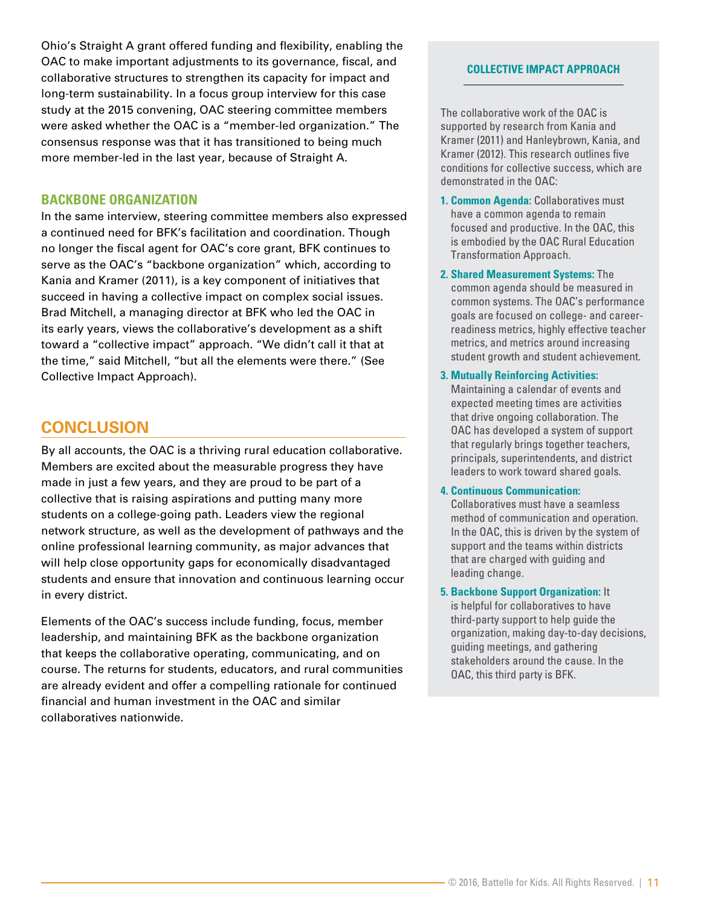Ohio's Straight A grant offered funding and flexibility, enabling the OAC to make important adjustments to its governance, fiscal, and collaborative structures to strengthen its capacity for impact and long-term sustainability. In a focus group interview for this case study at the 2015 convening, OAC steering committee members were asked whether the OAC is a "member-led organization." The consensus response was that it has transitioned to being much more member-led in the last year, because of Straight A.

### BACKBONE ORGANIZATION

In the same interview, steering committee members also expressed a continued need for BFK's facilitation and coordination. Though no longer the fiscal agent for OAC's core grant, BFK continues to serve as the OAC's "backbone organization" which, according to Kania and Kramer (2011), is a key component of initiatives that succeed in having a collective impact on complex social issues. Brad Mitchell, a managing director at BFK who led the OAC in its early years, views the collaborative's development as a shift toward a "collective impact" approach. "We didn't call it that at the time," said Mitchell, "but all the elements were there." (See Collective Impact Approach).

## CONCLUSION

By all accounts, the OAC is a thriving rural education collaborative. Members are excited about the measurable progress they have made in just a few years, and they are proud to be part of a collective that is raising aspirations and putting many more students on a college-going path. Leaders view the regional network structure, as well as the development of pathways and the online professional learning community, as major advances that will help close opportunity gaps for economically disadvantaged students and ensure that innovation and continuous learning occur in every district.

Elements of the OAC's success include funding, focus, member leadership, and maintaining BFK as the backbone organization that keeps the collaborative operating, communicating, and on course. The returns for students, educators, and rural communities are already evident and offer a compelling rationale for continued financial and human investment in the OAC and similar collaboratives nationwide.

### COLLECTIVE IMPACT APPROACH

The collaborative work of the OAC is supported by research from Kania and Kramer (2011) and Hanleybrown, Kania, and Kramer (2012). This research outlines five conditions for collective success, which are demonstrated in the OAC:

1. **Common Agenda:** Collaboratives must have a common agenda to remain focused and productive. In the OAC, this is embodied by the OAC Rural Education Transformation Approach.
2. **Shared Measurement Systems:** The common agenda should be measured in common systems. The OAC's performance goals are focused on college- and career-readiness metrics, highly effective teacher metrics, and metrics around increasing student growth and student achievement.
3. **Mutually Reinforcing Activities:** Maintaining a calendar of events and expected meeting times are activities that drive ongoing collaboration. The OAC has developed a system of support that regularly brings together teachers, principals, superintendents, and district leaders to work toward shared goals.
4. **Continuous Communication:** Collaboratives must have a seamless method of communication and operation. In the OAC, this is driven by the system of support and the teams within districts that are charged with guiding and leading change.
5. **Backbone Support Organization:** It is helpful for collaboratives to have third-party support to help guide the organization, making day-to-day decisions, guiding meetings, and gathering stakeholders around the cause. In the OAC, this third party is BFK.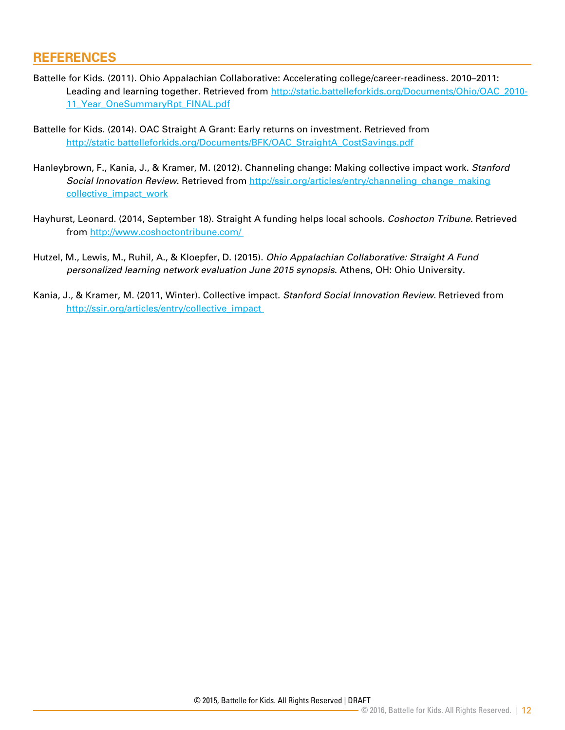## REFERENCES

Battelle for Kids. (2011). Ohio Appalachian Collaborative: Accelerating college/career-readiness. 2010–2011: Leading and learning together. Retrieved from http://static.battelleforkids.org/Documents/Ohio/OAC_2010-11_Year_OneSummaryRpt_FINAL.pdf

Battelle for Kids. (2014). OAC Straight A Grant: Early returns on investment. Retrieved from http://static battelleforkids.org/Documents/BFK/OAC_StraightA_CostSavings.pdf

Hanleybrown, F., Kania, J., & Kramer, M. (2012). Channeling change: Making collective impact work. *Stanford Social Innovation Review*. Retrieved from http://ssir.org/articles/entry/channeling_change_making collective_impact_work

Hayhurst, Leonard. (2014, September 18). Straight A funding helps local schools. *Coshocton Tribune*. Retrieved from http://www.coshoctontribune.com/

Hutzel, M., Lewis, M., Ruhil, A., & Kloepfer, D. (2015). *Ohio Appalachian Collaborative: Straight A Fund personalized learning network evaluation June 2015 synopsis*. Athens, OH: Ohio University.

Kania, J., & Kramer, M. (2011, Winter). Collective impact. *Stanford Social Innovation Review*. Retrieved from http://ssir.org/articles/entry/collective_impact

© 2015, Battelle for Kids. All Rights Reserved | DRAFT